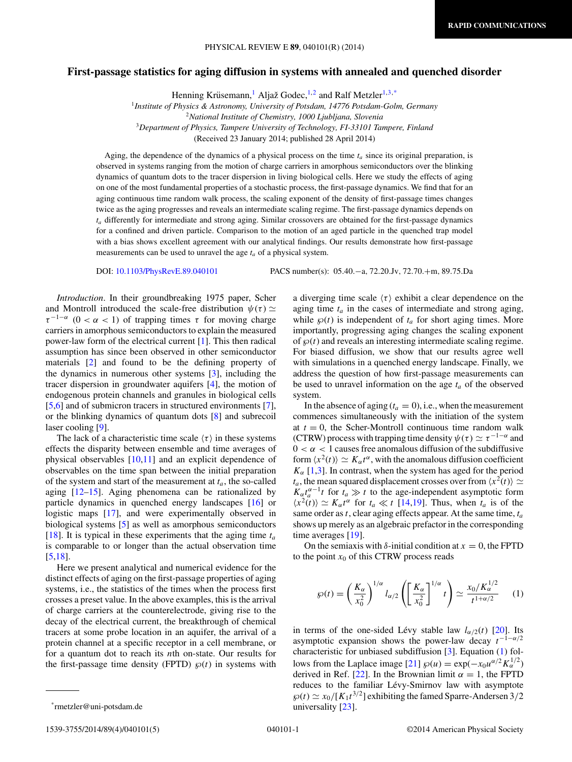# First-passage statistics for aging diffusion in systems with annealed and quenched disorder

Henning Krüsemann,[1] Aljaž Godec,[1,2] and Ralf Metzler[1,3,*]

[1]Institute of Physics & Astronomy, University of Potsdam, 14776 Potsdam-Golm, Germany
[2]National Institute of Chemistry, 1000 Ljubljana, Slovenia
[3]Department of Physics, Tampere University of Technology, FI-33101 Tampere, Finland

(Received 23 January 2014; published 28 April 2014)

Aging, the dependence of the dynamics of a physical process on the time $t_a$ since its original preparation, is observed in systems ranging from the motion of charge carriers in amorphous semiconductors over the blinking dynamics of quantum dots to the tracer dispersion in living biological cells. Here we study the effects of aging on one of the most fundamental properties of a stochastic process, the first-passage dynamics. We find that for an aging continuous time random walk process, the scaling exponent of the density of first-passage times changes twice as the aging progresses and reveals an intermediate scaling regime. The first-passage dynamics depends on $t_a$ differently for intermediate and strong aging. Similar crossovers are obtained for the first-passage dynamics for a confined and driven particle. Comparison to the motion of an aged particle in the quenched trap model with a bias shows excellent agreement with our analytical findings. Our results demonstrate how first-passage measurements can be used to unravel the age $t_a$ of a physical system.

DOI: 10.1103/PhysRevE.89.040101 PACS number(s): 05.40.−a, 72.20.Jv, 72.70.+m, 89.75.Da

*Introduction*. In their groundbreaking 1975 paper, Scher and Montroll introduced the scale-free distribution $\psi(\tau) \simeq \tau^{-1-\alpha}$ $(0 < \alpha < 1)$ of trapping times $\tau$ for moving charge carriers in amorphous semiconductors to explain the measured power-law form of the electrical current [1]. This then radical assumption has since been observed in other semiconductor materials [2] and found to be the defining property of the dynamics in numerous other systems [3], including the tracer dispersion in groundwater aquifers [4], the motion of endogenous protein channels and granules in biological cells [5,6] and of submicron tracers in structured environments [7], or the blinking dynamics of quantum dots [8] and subrecoil laser cooling [9].

The lack of a characteristic time scale $\langle\tau\rangle$ in these systems effects the disparity between ensemble and time averages of physical observables [10,11] and an explicit dependence of observables on the time span between the initial preparation of the system and start of the measurement at $t_a$, the so-called aging [12–15]. Aging phenomena can be rationalized by particle dynamics in quenched energy landscapes [16] or logistic maps [17], and were experimentally observed in biological systems [5] as well as amorphous semiconductors [18]. It is typical in these experiments that the aging time $t_a$ is comparable to or longer than the actual observation time [5,18].

Here we present analytical and numerical evidence for the distinct effects of aging on the first-passage properties of aging systems, i.e., the statistics of the times when the process first crosses a preset value. In the above examples, this is the arrival of charge carriers at the counterelectrode, giving rise to the decay of the electrical current, the breakthrough of chemical tracers at some probe location in an aquifer, the arrival of a protein channel at a specific receptor in a cell membrane, or for a quantum dot to reach its $n$th on-state. Our results for the first-passage time density (FPTD) $\wp(t)$ in systems with a diverging time scale $\langle\tau\rangle$ exhibit a clear dependence on the aging time $t_a$ in the cases of intermediate and strong aging, while $\wp(t)$ is independent of $t_a$ for short aging times. More importantly, progressing aging changes the scaling exponent of $\wp(t)$ and reveals an interesting intermediate scaling regime. For biased diffusion, we show that our results agree well with simulations in a quenched energy landscape. Finally, we address the question of how first-passage measurements can be used to unravel information on the age $t_a$ of the observed system.

In the absence of aging ($t_a = 0$), i.e., when the measurement commences simultaneously with the initiation of the system at $t = 0$, the Scher-Montroll continuous time random walk (CTRW) process with trapping time density $\psi(\tau) \simeq \tau^{-1-\alpha}$ and $0 < \alpha < 1$ causes free anomalous diffusion of the subdiffusive form $\langle x^2(t)\rangle \simeq K_\alpha t^\alpha$, with the anomalous diffusion coefficient $K_\alpha$ [1,3]. In contrast, when the system has aged for the period $t_a$, the mean squared displacement crosses over from $\langle x^2(t)\rangle \simeq K_\alpha t_a^{\alpha-1} t$ for $t_a \gg t$ to the age-independent asymptotic form $\langle x^2(t)\rangle \simeq K_\alpha t^\alpha$ for $t_a \ll t$ [14,19]. Thus, when $t_a$ is of the same order as $t$, clear aging effects appear. At the same time, $t_a$ shows up merely as an algebraic prefactor in the corresponding time averages [19].

On the semiaxis with $\delta$-initial condition at $x = 0$, the FPTD to the point $x_0$ of this CTRW process reads

$$\wp(t) = \left(\frac{K_\alpha}{x_0^2}\right)^{1/\alpha} l_{\alpha/2}\left(\left[\frac{K_\alpha}{x_0^2}\right]^{1/\alpha} t\right) \simeq \frac{x_0/K_\alpha^{1/2}}{t^{1+\alpha/2}} \qquad (1)$$

in terms of the one-sided Lévy stable law $l_{\alpha/2}(t)$ [20]. Its asymptotic expansion shows the power-law decay $t^{-1-\alpha/2}$ characteristic for unbiased subdiffusion [3]. Equation (1) follows from the Laplace image [21] $\wp(u) = \exp(-x_0 u^{\alpha/2} K_\alpha^{1/2})$ derived in Ref. [22]. In the Brownian limit $\alpha = 1$, the FPTD reduces to the familiar Lévy-Smirnov law with asymptote $\wp(t) \simeq x_0/[K_1 t^{3/2}]$ exhibiting the famed Sparre-Andersen 3/2 universality [23].

*rmetzler@uni-potsdam.de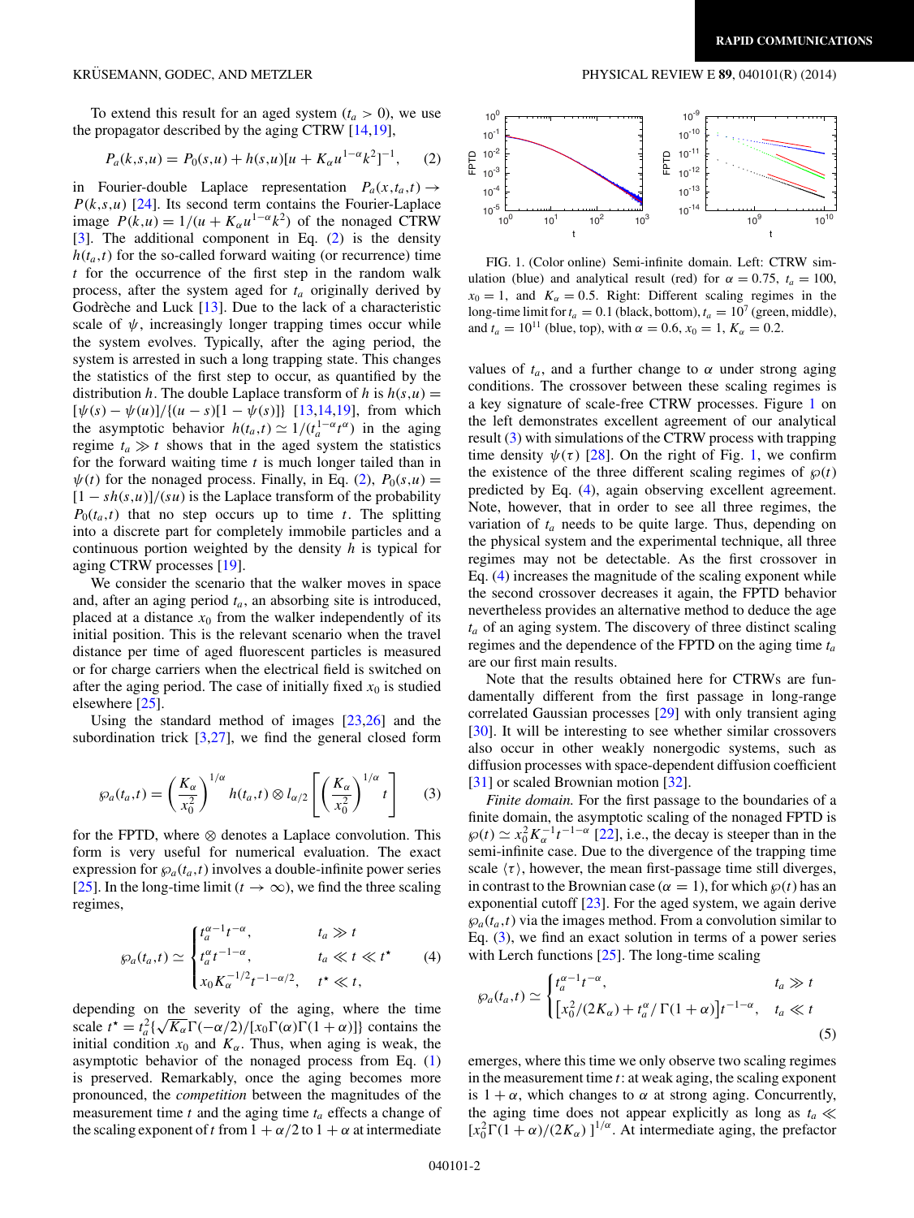To extend this result for an aged system ($t_a > 0$), we use the propagator described by the aging CTRW [14,19],

$$P_a(k,s,u) = P_0(s,u) + h(s,u)[u + K_\alpha u^{1-\alpha}k^2]^{-1}, \quad (2)$$

in Fourier-double Laplace representation $P_a(x,t_a,t) \to P(k,s,u)$ [24]. Its second term contains the Fourier-Laplace image $P(k,u) = 1/(u + K_\alpha u^{1-\alpha}k^2)$ of the nonaged CTRW [3]. The additional component in Eq. (2) is the density $h(t_a,t)$ for the so-called forward waiting (or recurrence) time $t$ for the occurrence of the first step in the random walk process, after the system aged for $t_a$ originally derived by Godrèche and Luck [13]. Due to the lack of a characteristic scale of $\psi$, increasingly longer trapping times occur while the system evolves. Typically, after the aging period, the system is arrested in such a long trapping state. This changes the statistics of the first step to occur, as quantified by the distribution $h$. The double Laplace transform of $h$ is $h(s,u) = [\psi(s) - \psi(u)]/\{(u-s)[1-\psi(s)]\}$ [13,14,19], from which the asymptotic behavior $h(t_a,t) \simeq 1/(t_a^{1-\alpha}t^\alpha)$ in the aging regime $t_a \gg t$ shows that in the aged system the statistics for the forward waiting time $t$ is much longer tailed than in $\psi(t)$ for the nonaged process. Finally, in Eq. (2), $P_0(s,u) = [1 - sh(s,u)]/(su)$ is the Laplace transform of the probability $P_0(t_a,t)$ that no step occurs up to time $t$. The splitting into a discrete part for completely immobile particles and a continuous portion weighted by the density $h$ is typical for aging CTRW processes [19].

We consider the scenario that the walker moves in space and, after an aging period $t_a$, an absorbing site is introduced, placed at a distance $x_0$ from the walker independently of its initial position. This is the relevant scenario when the travel distance per time of aged fluorescent particles is measured or for charge carriers when the electrical field is switched on after the aging period. The case of initially fixed $x_0$ is studied elsewhere [25].

Using the standard method of images [23,26] and the subordination trick [3,27], we find the general closed form

$$\wp_a(t_a,t) = \left(\frac{K_\alpha}{x_0^2}\right)^{1/\alpha} h(t_a,t) \otimes l_{\alpha/2}\left[\left(\frac{K_\alpha}{x_0^2}\right)^{1/\alpha} t\right] \quad (3)$$

for the FPTD, where $\otimes$ denotes a Laplace convolution. This form is very useful for numerical evaluation. The exact expression for $\wp_a(t_a,t)$ involves a double-infinite power series [25]. In the long-time limit ($t \to \infty$), we find the three scaling regimes,

$$\wp_a(t_a,t) \simeq \begin{cases} t_a^{\alpha-1}t^{-\alpha}, & t_a \gg t \\ t_a^{\alpha}t^{-1-\alpha}, & t_a \ll t \ll t^\star \\ x_0 K_\alpha^{-1/2} t^{-1-\alpha/2}, & t^\star \ll t, \end{cases} \quad (4)$$

depending on the severity of the aging, where the time scale $t^\star = t_a^2\{\sqrt{K_\alpha}\Gamma(-\alpha/2)/[x_0\Gamma(\alpha)\Gamma(1+\alpha)]\}$ contains the initial condition $x_0$ and $K_\alpha$. Thus, when aging is weak, the asymptotic behavior of the nonaged process from Eq. (1) is preserved. Remarkably, once the aging becomes more pronounced, the *competition* between the magnitudes of the measurement time $t$ and the aging time $t_a$ effects a change of the scaling exponent of $t$ from $1+\alpha/2$ to $1+\alpha$ at intermediate values of $t_a$, and a further change to $\alpha$ under strong aging conditions. The crossover between these scaling regimes is a key signature of scale-free CTRW processes. Figure 1 on the left demonstrates excellent agreement of our analytical result (3) with simulations of the CTRW process with trapping time density $\psi(\tau)$ [28]. On the right of Fig. 1, we confirm the existence of the three different scaling regimes of $\wp(t)$ predicted by Eq. (4), again observing excellent agreement. Note, however, that in order to see all three regimes, the variation of $t_a$ needs to be quite large. Thus, depending on the physical system and the experimental technique, all three regimes may not be detectable. As the first crossover in Eq. (4) increases the magnitude of the scaling exponent while the second crossover decreases it again, the FPTD behavior nevertheless provides an alternative method to deduce the age $t_a$ of an aging system. The discovery of three distinct scaling regimes and the dependence of the FPTD on the aging time $t_a$ are our first main results.

FIG. 1. (Color online) Semi-infinite domain. Left: CTRW simulation (blue) and analytical result (red) for $\alpha = 0.75$, $t_a = 100$, $x_0 = 1$, and $K_\alpha = 0.5$. Right: Different scaling regimes in the long-time limit for $t_a = 0.1$ (black, bottom), $t_a = 10^7$ (green, middle), and $t_a = 10^{11}$ (blue, top), with $\alpha = 0.6$, $x_0 = 1$, $K_\alpha = 0.2$.

Note that the results obtained here for CTRWs are fundamentally different from the first passage in long-range correlated Gaussian processes [29] with only transient aging [30]. It will be interesting to see whether similar crossovers also occur in other weakly nonergodic systems, such as diffusion processes with space-dependent diffusion coefficient [31] or scaled Brownian motion [32].

*Finite domain.* For the first passage to the boundaries of a finite domain, the asymptotic scaling of the nonaged FPTD is $\wp(t) \simeq x_0^2 K_\alpha^{-1} t^{-1-\alpha}$ [22], i.e., the decay is steeper than in the semi-infinite case. Due to the divergence of the trapping time scale $\langle\tau\rangle$, however, the mean first-passage time still diverges, in contrast to the Brownian case ($\alpha = 1$), for which $\wp(t)$ has an exponential cutoff [23]. For the aged system, we again derive $\wp_a(t_a,t)$ via the images method. From a convolution similar to Eq. (3), we find an exact solution in terms of a power series with Lerch functions [25]. The long-time scaling

$$\wp_a(t_a,t) \simeq \begin{cases} t_a^{\alpha-1}t^{-\alpha}, & t_a \gg t \\ \left[x_0^2/(2K_\alpha) + t_a^\alpha/\Gamma(1+\alpha)\right]t^{-1-\alpha}, & t_a \ll t \end{cases} \quad (5)$$

emerges, where this time we only observe two scaling regimes in the measurement time $t$: at weak aging, the scaling exponent is $1+\alpha$, which changes to $\alpha$ at strong aging. Concurrently, the aging time does not appear explicitly as long as $t_a \ll [x_0^2\Gamma(1+\alpha)/(2K_\alpha)]^{1/\alpha}$. At intermediate aging, the prefactor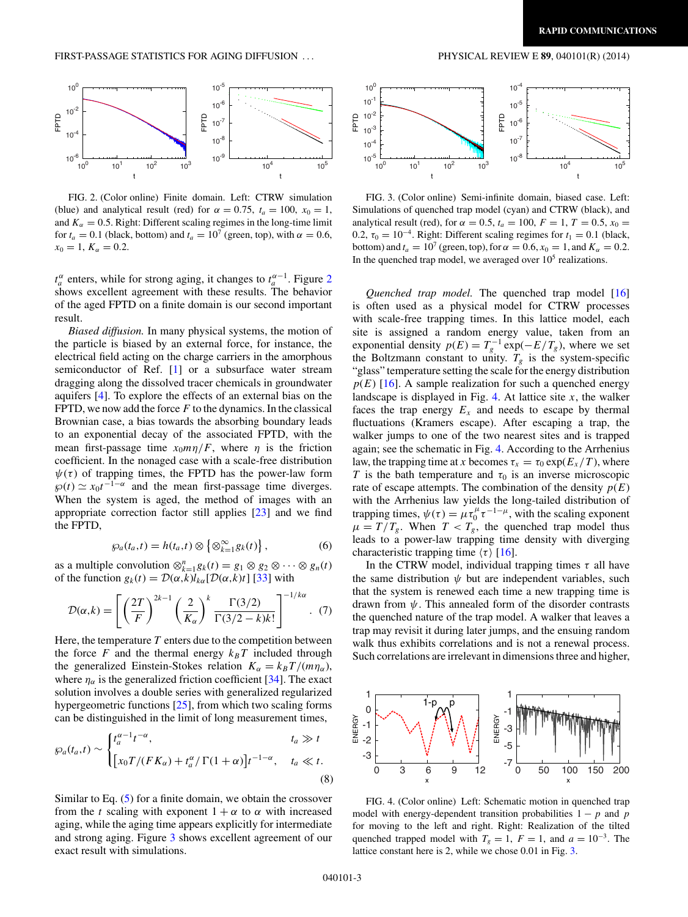FIG. 2. (Color online) Finite domain. Left: CTRW simulation (blue) and analytical result (red) for $\alpha = 0.75$, $t_a = 100$, $x_0 = 1$, and $K_\alpha = 0.5$. Right: Different scaling regimes in the long-time limit for $t_a = 0.1$ (black, bottom) and $t_a = 10^7$ (green, top), with $\alpha = 0.6$, $x_0 = 1$, $K_\alpha = 0.2$.

$t_a^\alpha$ enters, while for strong aging, it changes to $t_a^{\alpha-1}$. Figure 2 shows excellent agreement with these results. The behavior of the aged FPTD on a finite domain is our second important result.

*Biased diffusion.* In many physical systems, the motion of the particle is biased by an external force, for instance, the electrical field acting on the charge carriers in the amorphous semiconductor of Ref. [1] or a subsurface water stream dragging along the dissolved tracer chemicals in groundwater aquifers [4]. To explore the effects of an external bias on the FPTD, we now add the force $F$ to the dynamics. In the classical Brownian case, a bias towards the absorbing boundary leads to an exponential decay of the associated FPTD, with the mean first-passage time $x_0 m\eta/F$, where $\eta$ is the friction coefficient. In the nonaged case with a scale-free distribution $\psi(\tau)$ of trapping times, the FPTD has the power-law form $\wp(t) \simeq x_0 t^{-1-\alpha}$ and the mean first-passage time diverges. When the system is aged, the method of images with an appropriate correction factor still applies [23] and we find the FPTD,

$$\wp_a(t_a,t) = h(t_a,t) \otimes \left\{ \otimes_{k=1}^{\infty} g_k(t) \right\}, \qquad (6)$$

as a multiple convolution $\otimes_{k=1}^{n} g_k(t) = g_1 \otimes g_2 \otimes \cdots \otimes g_n(t)$ of the function $g_k(t) = \mathcal{D}(\alpha,k) l_{k\alpha}[\mathcal{D}(\alpha,k)t]$ [33] with

$$\mathcal{D}(\alpha,k) = \left[ \left(\frac{2T}{F}\right)^{2k-1} \left(\frac{2}{K_\alpha}\right)^{k} \frac{\Gamma(3/2)}{\Gamma(3/2-k)k!} \right]^{-1/k\alpha}. \qquad (7)$$

Here, the temperature $T$ enters due to the competition between the force $F$ and the thermal energy $k_B T$ included through the generalized Einstein-Stokes relation $K_\alpha = k_B T/(m\eta_\alpha)$, where $\eta_\alpha$ is the generalized friction coefficient [34]. The exact solution involves a double series with generalized regularized hypergeometric functions [25], from which two scaling forms can be distinguished in the limit of long measurement times,

$$\wp_a(t_a,t) \sim \begin{cases} t_a^{\alpha-1} t^{-\alpha}, & t_a \gg t \\ \left[x_0 T/(F K_\alpha) + t_a^\alpha/\Gamma(1+\alpha)\right] t^{-1-\alpha}, & t_a \ll t. \end{cases} \qquad (8)$$

Similar to Eq. (5) for a finite domain, we obtain the crossover from the $t$ scaling with exponent $1+\alpha$ to $\alpha$ with increased aging, while the aging time appears explicitly for intermediate and strong aging. Figure 3 shows excellent agreement of our exact result with simulations.

FIG. 3. (Color online) Semi-infinite domain, biased case. Left: Simulations of quenched trap model (cyan) and CTRW (black), and analytical result (red), for $\alpha = 0.5$, $t_a = 100$, $F = 1$, $T = 0.5$, $x_0 = 0.2$, $\tau_0 = 10^{-4}$. Right: Different scaling regimes for $t_1 = 0.1$ (black, bottom) and $t_a = 10^7$ (green, top), for $\alpha = 0.6$, $x_0 = 1$, and $K_\alpha = 0.2$. In the quenched trap model, we averaged over $10^5$ realizations.

*Quenched trap model.* The quenched trap model [16] is often used as a physical model for CTRW processes with scale-free trapping times. In this lattice model, each site is assigned a random energy value, taken from an exponential density $p(E) = T_g^{-1}\exp(-E/T_g)$, where we set the Boltzmann constant to unity. $T_g$ is the system-specific "glass" temperature setting the scale for the energy distribution $p(E)$ [16]. A sample realization for such a quenched energy landscape is displayed in Fig. 4. At lattice site $x$, the walker faces the trap energy $E_x$ and needs to escape by thermal fluctuations (Kramers escape). After escaping a trap, the walker jumps to one of the two nearest sites and is trapped again; see the schematic in Fig. 4. According to the Arrhenius law, the trapping time at $x$ becomes $\tau_x = \tau_0 \exp(E_x/T)$, where $T$ is the bath temperature and $\tau_0$ is an inverse microscopic rate of escape attempts. The combination of the density $p(E)$ with the Arrhenius law yields the long-tailed distribution of trapping times, $\psi(\tau) = \mu\tau_0^\mu \tau^{-1-\mu}$, with the scaling exponent $\mu = T/T_g$. When $T < T_g$, the quenched trap model thus leads to a power-law trapping time density with diverging characteristic trapping time $\langle\tau\rangle$ [16].

In the CTRW model, individual trapping times $\tau$ all have the same distribution $\psi$ but are independent variables, such that the system is renewed each time a new trapping time is drawn from $\psi$. This annealed form of the disorder contrasts the quenched nature of the trap model. A walker that leaves a trap may revisit it during later jumps, and the ensuing random walk thus exhibits correlations and is not a renewal process. Such correlations are irrelevant in dimensions three and higher,

FIG. 4. (Color online) Left: Schematic motion in quenched trap model with energy-dependent transition probabilities $1-p$ and $p$ for moving to the left and right. Right: Realization of the tilted quenched trapped model with $T_g = 1$, $F = 1$, and $a = 10^{-3}$. The lattice constant here is 2, while we chose 0.01 in Fig. 3.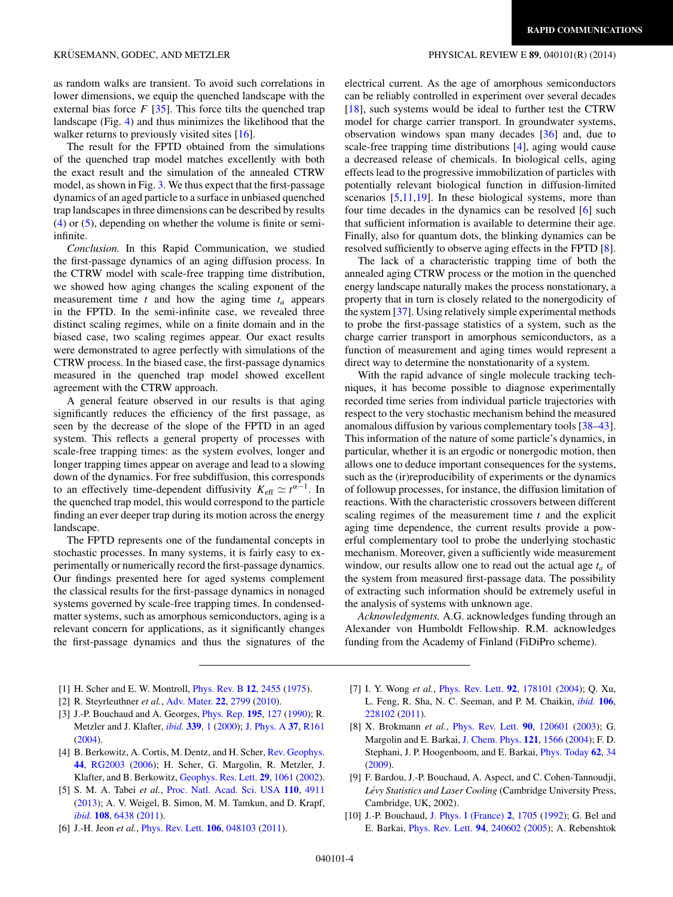as random walks are transient. To avoid such correlations in lower dimensions, we equip the quenched landscape with the external bias force $F$ [35]. This force tilts the quenched trap landscape (Fig. 4) and thus minimizes the likelihood that the walker returns to previously visited sites [16].

The result for the FPTD obtained from the simulations of the quenched trap model matches excellently with both the exact result and the simulation of the annealed CTRW model, as shown in Fig. 3. We thus expect that the first-passage dynamics of an aged particle to a surface in unbiased quenched trap landscapes in three dimensions can be described by results (4) or (5), depending on whether the volume is finite or semi-infinite.

*Conclusion.* In this Rapid Communication, we studied the first-passage dynamics of an aging diffusion process. In the CTRW model with scale-free trapping time distribution, we showed how aging changes the scaling exponent of the measurement time $t$ and how the aging time $t_a$ appears in the FPTD. In the semi-infinite case, we revealed three distinct scaling regimes, while on a finite domain and in the biased case, two scaling regimes appear. Our exact results were demonstrated to agree perfectly with simulations of the CTRW process. In the biased case, the first-passage dynamics measured in the quenched trap model showed excellent agreement with the CTRW approach.

A general feature observed in our results is that aging significantly reduces the efficiency of the first passage, as seen by the decrease of the slope of the FPTD in an aged system. This reflects a general property of processes with scale-free trapping times: as the system evolves, longer and longer trapping times appear on average and lead to a slowing down of the dynamics. For free subdiffusion, this corresponds to an effectively time-dependent diffusivity $K_{\text{eff}} \simeq t^{\alpha-1}$. In the quenched trap model, this would correspond to the particle finding an ever deeper trap during its motion across the energy landscape.

The FPTD represents one of the fundamental concepts in stochastic processes. In many systems, it is fairly easy to experimentally or numerically record the first-passage dynamics. Our findings presented here for aged systems complement the classical results for the first-passage dynamics in nonaged systems governed by scale-free trapping times. In condensed-matter systems, such as amorphous semiconductors, aging is a relevant concern for applications, as it significantly changes the first-passage dynamics and thus the signatures of the electrical current. As the age of amorphous semiconductors can be reliably controlled in experiment over several decades [18], such systems would be ideal to further test the CTRW model for charge carrier transport. In groundwater systems, observation windows span many decades [36] and, due to scale-free trapping time distributions [4], aging would cause a decreased release of chemicals. In biological cells, aging effects lead to the progressive immobilization of particles with potentially relevant biological function in diffusion-limited scenarios [5,11,19]. In these biological systems, more than four time decades in the dynamics can be resolved [6] such that sufficient information is available to determine their age. Finally, also for quantum dots, the blinking dynamics can be resolved sufficiently to observe aging effects in the FPTD [8].

The lack of a characteristic trapping time of both the annealed aging CTRW process or the motion in the quenched energy landscape naturally makes the process nonstationary, a property that in turn is closely related to the nonergodicity of the system [37]. Using relatively simple experimental methods to probe the first-passage statistics of a system, such as the charge carrier transport in amorphous semiconductors, as a function of measurement and aging times would represent a direct way to determine the nonstationarity of a system.

With the rapid advance of single molecule tracking techniques, it has become possible to diagnose experimentally recorded time series from individual particle trajectories with respect to the very stochastic mechanism behind the measured anomalous diffusion by various complementary tools [38–43]. This information of the nature of some particle's dynamics, in particular, whether it is an ergodic or nonergodic motion, then allows one to deduce important consequences for the systems, such as the (ir)reproducibility of experiments or the dynamics of followup processes, for instance, the diffusion limitation of reactions. With the characteristic crossovers between different scaling regimes of the measurement time $t$ and the explicit aging time dependence, the current results provide a powerful complementary tool to probe the underlying stochastic mechanism. Moreover, given a sufficiently wide measurement window, our results allow one to read out the actual age $t_a$ of the system from measured first-passage data. The possibility of extracting such information should be extremely useful in the analysis of systems with unknown age.

*Acknowledgments.* A.G. acknowledges funding through an Alexander von Humboldt Fellowship. R.M. acknowledges funding from the Academy of Finland (FiDiPro scheme).

---

[1] H. Scher and E. W. Montroll, Phys. Rev. B **12**, 2455 (1975).
[2] R. Steyrleuthner *et al.*, Adv. Mater. **22**, 2799 (2010).
[3] J.-P. Bouchaud and A. Georges, Phys. Rep. **195**, 127 (1990); R. Metzler and J. Klafter, *ibid.* **339**, 1 (2000); J. Phys. A **37**, R161 (2004).
[4] B. Berkowitz, A. Cortis, M. Dentz, and H. Scher, Rev. Geophys. **44**, RG2003 (2006); H. Scher, G. Margolin, R. Metzler, J. Klafter, and B. Berkowitz, Geophys. Res. Lett. **29**, 1061 (2002).
[5] S. M. A. Tabei *et al.*, Proc. Natl. Acad. Sci. USA **110**, 4911 (2013); A. V. Weigel, B. Simon, M. M. Tamkun, and D. Krapf, *ibid.* **108**, 6438 (2011).
[6] J.-H. Jeon *et al.*, Phys. Rev. Lett. **106**, 048103 (2011).
[7] I. Y. Wong *et al.*, Phys. Rev. Lett. **92**, 178101 (2004); Q. Xu, L. Feng, R. Sha, N. C. Seeman, and P. M. Chaikin, *ibid.* **106**, 228102 (2011).
[8] X. Brokmann *et al.*, Phys. Rev. Lett. **90**, 120601 (2003); G. Margolin and E. Barkai, J. Chem. Phys. **121**, 1566 (2004); F. D. Stephani, J. P. Hoogenboom, and E. Barkai, Phys. Today **62**, 34 (2009).
[9] F. Bardou, J.-P. Bouchaud, A. Aspect, and C. Cohen-Tannoudji, *Lévy Statistics and Laser Cooling* (Cambridge University Press, Cambridge, UK, 2002).
[10] J.-P. Bouchaud, J. Phys. I (France) **2**, 1705 (1992); G. Bel and E. Barkai, Phys. Rev. Lett. **94**, 240602 (2005); A. Rebenshtok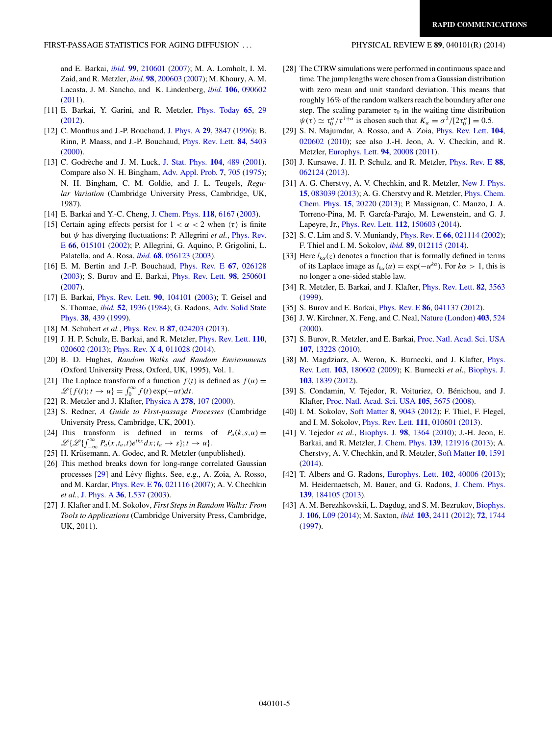and E. Barkai, *ibid.* **99**, 210601 (2007); M. A. Lomholt, I. M. Zaid, and R. Metzler, *ibid.* **98**, 200603 (2007); M. Khoury, A. M. Lacasta, J. M. Sancho, and K. Lindenberg, *ibid.* **106**, 090602 (2011).

[11] E. Barkai, Y. Garini, and R. Metzler, Phys. Today **65**, 29 (2012).

[12] C. Monthus and J.-P. Bouchaud, J. Phys. A **29**, 3847 (1996); B. Rinn, P. Maass, and J.-P. Bouchaud, Phys. Rev. Lett. **84**, 5403 (2000).

[13] C. Godrèche and J. M. Luck, J. Stat. Phys. **104**, 489 (2001). Compare also N. H. Bingham, Adv. Appl. Prob. **7**, 705 (1975); N. H. Bingham, C. M. Goldie, and J. L. Teugels, *Regular Variation* (Cambridge University Press, Cambridge, UK, 1987).

[14] E. Barkai and Y.-C. Cheng, J. Chem. Phys. **118**, 6167 (2003).

[15] Certain aging effects persist for $1 < \alpha < 2$ when $\langle\tau\rangle$ is finite but $\psi$ has diverging fluctuations: P. Allegrini *et al.*, Phys. Rev. E **66**, 015101 (2002); P. Allegrini, G. Aquino, P. Grigolini, L. Palatella, and A. Rosa, *ibid.* **68**, 056123 (2003).

[16] E. M. Bertin and J.-P. Bouchaud, Phys. Rev. E **67**, 026128 (2003); S. Burov and E. Barkai, Phys. Rev. Lett. **98**, 250601 (2007).

[17] E. Barkai, Phys. Rev. Lett. **90**, 104101 (2003); T. Geisel and S. Thomae, *ibid.* **52**, 1936 (1984); G. Radons, Adv. Solid State Phys. **38**, 439 (1999).

[18] M. Schubert *et al.*, Phys. Rev. B **87**, 024203 (2013).

[19] J. H. P. Schulz, E. Barkai, and R. Metzler, Phys. Rev. Lett. **110**, 020602 (2013); Phys. Rev. X **4**, 011028 (2014).

[20] B. D. Hughes, *Random Walks and Random Environments* (Oxford University Press, Oxford, UK, 1995), Vol. 1.

[21] The Laplace transform of a function $f(t)$ is defined as $f(u) = \mathscr{L}\{f(t); t \to u\} = \int_0^\infty f(t)\exp(-ut)dt$.

[22] R. Metzler and J. Klafter, Physica A **278**, 107 (2000).

[23] S. Redner, *A Guide to First-passage Processes* (Cambridge University Press, Cambridge, UK, 2001).

[24] This transform is defined in terms of $P_a(k,s,u) = \mathscr{L}\{\mathscr{L}\{\int_{-\infty}^{\infty} P_a(x,t_a,t)e^{ikx}dx; t_a \to s\}; t \to u\}$.

[25] H. Krüsemann, A. Godec, and R. Metzler (unpublished).

[26] This method breaks down for long-range correlated Gaussian processes [29] and Lévy flights. See, e.g., A. Zoia, A. Rosso, and M. Kardar, Phys. Rev. E **76**, 021116 (2007); A. V. Chechkin *et al.*, J. Phys. A **36**, L537 (2003).

[27] J. Klafter and I. M. Sokolov, *First Steps in Random Walks: From Tools to Applications* (Cambridge University Press, Cambridge, UK, 2011).

[28] The CTRW simulations were performed in continuous space and time. The jump lengths were chosen from a Gaussian distribution with zero mean and unit standard deviation. This means that roughly 16% of the random walkers reach the boundary after one step. The scaling parameter $\tau_0$ in the waiting time distribution $\psi(\tau) \simeq \tau_0^\alpha/\tau^{1+\alpha}$ is chosen such that $K_\alpha = \sigma^2/[2\tau_0^\alpha] = 0.5$.

[29] S. N. Majumdar, A. Rosso, and A. Zoia, Phys. Rev. Lett. **104**, 020602 (2010); see also J.-H. Jeon, A. V. Checkin, and R. Metzler, Europhys. Lett. **94**, 20008 (2011).

[30] J. Kursawe, J. H. P. Schulz, and R. Metzler, Phys. Rev. E **88**, 062124 (2013).

[31] A. G. Cherstvy, A. V. Chechkin, and R. Metzler, New J. Phys. **15**, 083039 (2013); A. G. Cherstvy and R. Metzler, Phys. Chem. Chem. Phys. **15**, 20220 (2013); P. Massignan, C. Manzo, J. A. Torreno-Pina, M. F. García-Parajo, M. Lewenstein, and G. J. Lapeyre, Jr., Phys. Rev. Lett. **112**, 150603 (2014).

[32] S. C. Lim and S. V. Muniandy, Phys. Rev. E **66**, 021114 (2002); F. Thiel and I. M. Sokolov, *ibid.* **89**, 012115 (2014).

[33] Here $l_{k\alpha}(z)$ denotes a function that is formally defined in terms of its Laplace image as $l_{k\alpha}(u) = \exp(-u^{k\alpha})$. For $k\alpha > 1$, this is no longer a one-sided stable law.

[34] R. Metzler, E. Barkai, and J. Klafter, Phys. Rev. Lett. **82**, 3563 (1999).

[35] S. Burov and E. Barkai, Phys. Rev. E **86**, 041137 (2012).

[36] J. W. Kirchner, X. Feng, and C. Neal, Nature (London) **403**, 524 (2000).

[37] S. Burov, R. Metzler, and E. Barkai, Proc. Natl. Acad. Sci. USA **107**, 13228 (2010).

[38] M. Magdziarz, A. Weron, K. Burnecki, and J. Klafter, Phys. Rev. Lett. **103**, 180602 (2009); K. Burnecki *et al.*, Biophys. J. **103**, 1839 (2012).

[39] S. Condamin, V. Tejedor, R. Voituriez, O. Bénichou, and J. Klafter, Proc. Natl. Acad. Sci. USA **105**, 5675 (2008).

[40] I. M. Sokolov, Soft Matter **8**, 9043 (2012); F. Thiel, F. Flegel, and I. M. Sokolov, Phys. Rev. Lett. **111**, 010601 (2013).

[41] V. Tejedor *et al.*, Biophys. J. **98**, 1364 (2010); J.-H. Jeon, E. Barkai, and R. Metzler, J. Chem. Phys. **139**, 121916 (2013); A. Cherstvy, A. V. Chechkin, and R. Metzler, Soft Matter **10**, 1591 (2014).

[42] T. Albers and G. Radons, Europhys. Lett. **102**, 40006 (2013); M. Heidernaetsch, M. Bauer, and G. Radons, J. Chem. Phys. **139**, 184105 (2013).

[43] A. M. Berezhkovskii, L. Dagdug, and S. M. Bezrukov, Biophys. J. **106**, L09 (2014); M. Saxton, *ibid.* **103**, 2411 (2012); **72**, 1744 (1997).